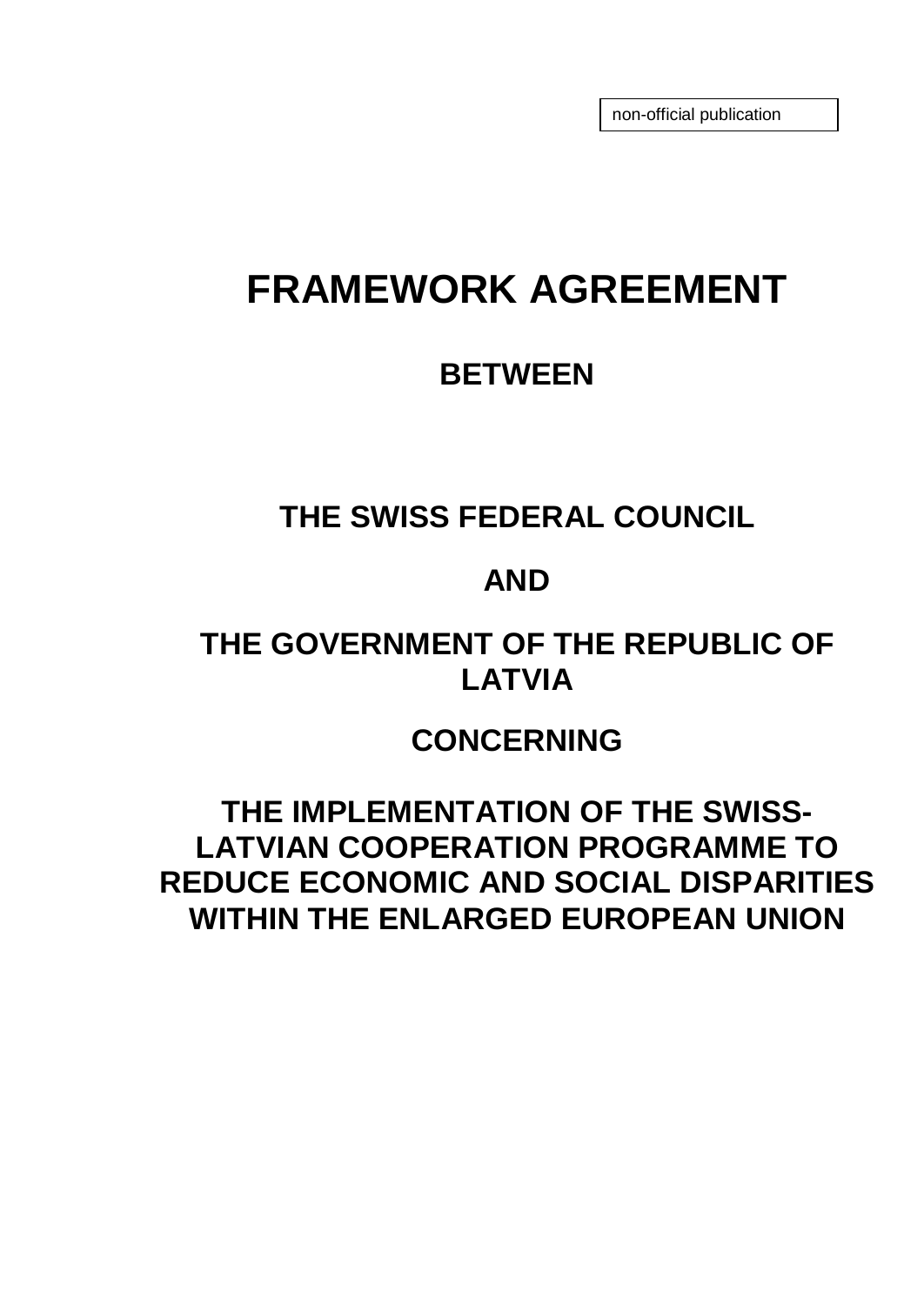non-official publication

# FRAMEWORK AGREEMENT

## BETWEEN

## THE SWISS FEDERAL COUNCIL

## AND

## THE GOVERNMENT OF THE REPUBLIC OF LATVIA

## CONCERNING

## THE IMPLEMENTATION OF THE SWISS-LATVIAN COOPERATION PROGRAMME TO REDUCE ECONOMIC AND SOCIAL DISPARITIES WITHIN THE ENLARGED EUROPEAN UNION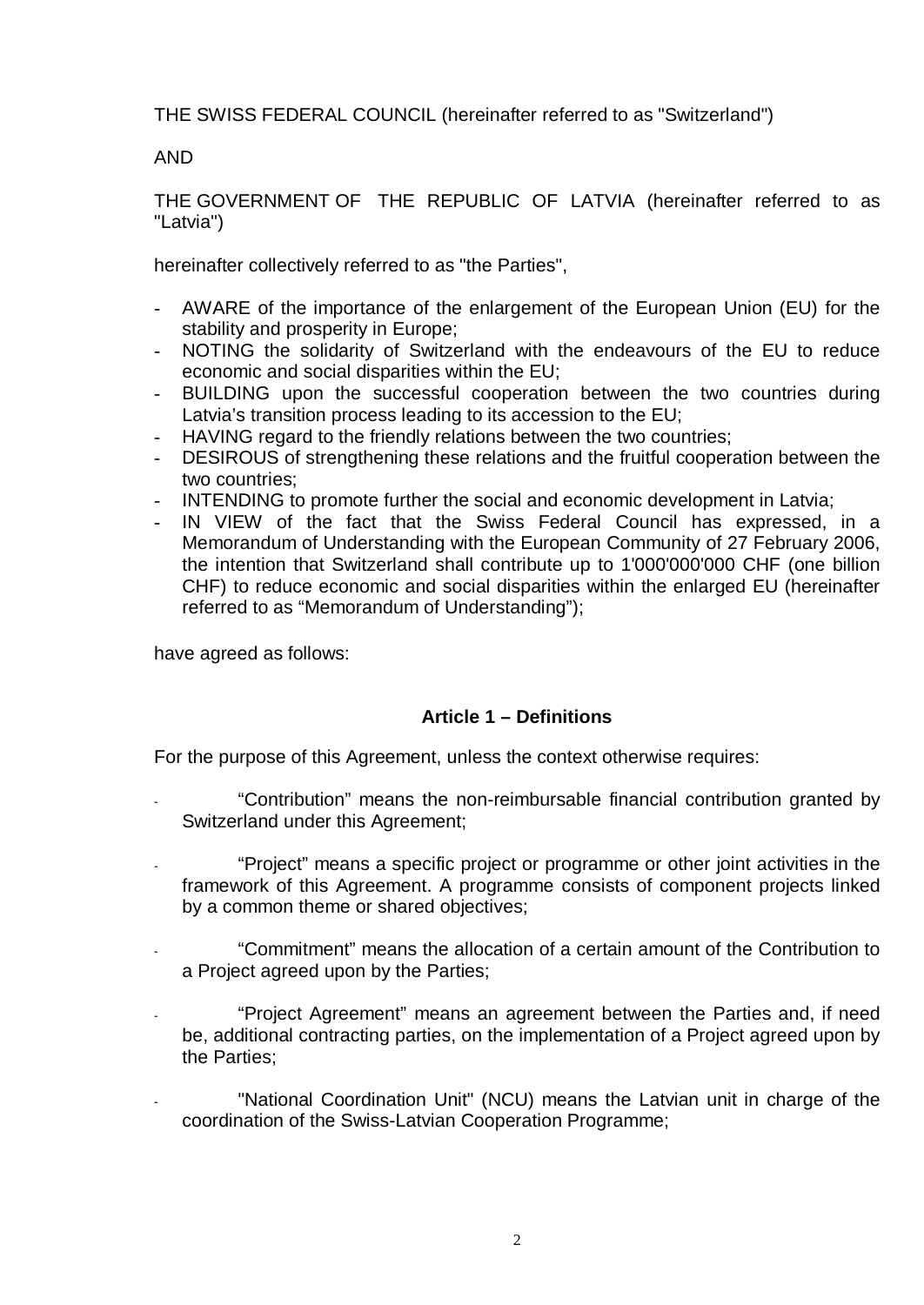THE SWISS FEDERAL COUNCIL (hereinafter referred to as "Switzerland")

AND

THE GOVERNMENT OF THE REPUBLIC OF LATVIA (hereinafter referred to as "Latvia")

hereinafter collectively referred to as "the Parties",

- AWARE of the importance of the enlargement of the European Union (EU) for the stability and prosperity in Europe;
- NOTING the solidarity of Switzerland with the endeavours of the EU to reduce economic and social disparities within the EU;
- BUILDING upon the successful cooperation between the two countries during Latvia's transition process leading to its accession to the EU;
- HAVING regard to the friendly relations between the two countries;
- DESIROUS of strengthening these relations and the fruitful cooperation between the two countries;
- INTENDING to promote further the social and economic development in Latvia;
- IN VIEW of the fact that the Swiss Federal Council has expressed, in a Memorandum of Understanding with the European Community of 27 February 2006, the intention that Switzerland shall contribute up to 1'000'000'000 CHF (one billion CHF) to reduce economic and social disparities within the enlarged EU (hereinafter referred to as "Memorandum of Understanding");

have agreed as follows:

## Article 1 – Definitions

For the purpose of this Agreement, unless the context otherwise requires:

- "Contribution" means the non-reimbursable financial contribution granted by Switzerland under this Agreement;
- "Project" means a specific project or programme or other joint activities in the framework of this Agreement. A programme consists of component projects linked by a common theme or shared objectives;
- "Commitment" means the allocation of a certain amount of the Contribution to a Project agreed upon by the Parties;
- "Project Agreement" means an agreement between the Parties and, if need be, additional contracting parties, on the implementation of a Project agreed upon by the Parties;
- "National Coordination Unit" (NCU) means the Latvian unit in charge of the coordination of the Swiss-Latvian Cooperation Programme;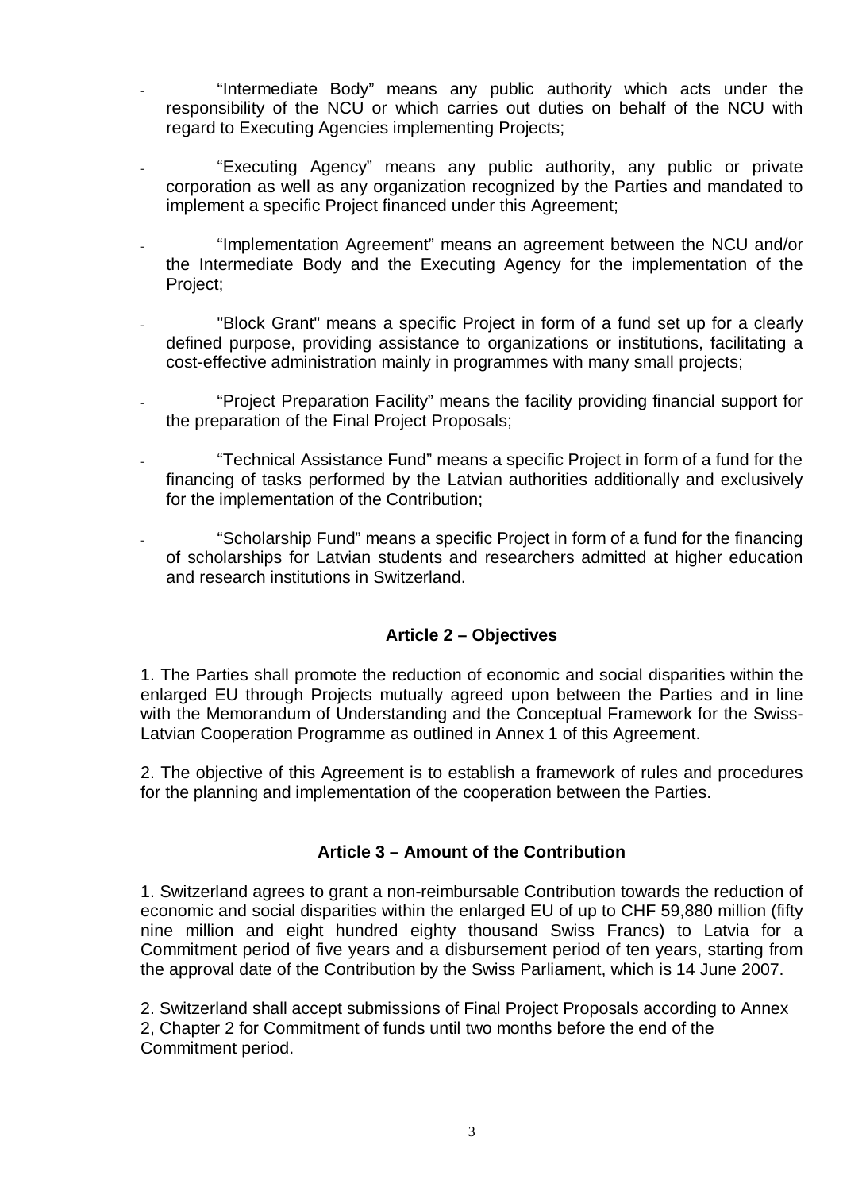- "Intermediate Body" means any public authority which acts under the responsibility of the NCU or which carries out duties on behalf of the NCU with regard to Executing Agencies implementing Projects;

- "Executing Agency" means any public authority, any public or private corporation as well as any organization recognized by the Parties and mandated to implement a specific Project financed under this Agreement;

- "Implementation Agreement" means an agreement between the NCU and/or the Intermediate Body and the Executing Agency for the implementation of the Project;

- "Block Grant" means a specific Project in form of a fund set up for a clearly defined purpose, providing assistance to organizations or institutions, facilitating a cost-effective administration mainly in programmes with many small projects;

- "Project Preparation Facility" means the facility providing financial support for the preparation of the Final Project Proposals;

- "Technical Assistance Fund" means a specific Project in form of a fund for the financing of tasks performed by the Latvian authorities additionally and exclusively for the implementation of the Contribution;

- "Scholarship Fund" means a specific Project in form of a fund for the financing of scholarships for Latvian students and researchers admitted at higher education and research institutions in Switzerland.

**Article 2 – Objectives**

1. The Parties shall promote the reduction of economic and social disparities within the enlarged EU through Projects mutually agreed upon between the Parties and in line with the Memorandum of Understanding and the Conceptual Framework for the Swiss-Latvian Cooperation Programme as outlined in Annex 1 of this Agreement.

2. The objective of this Agreement is to establish a framework of rules and procedures for the planning and implementation of the cooperation between the Parties.

**Article 3 – Amount of the Contribution**

1. Switzerland agrees to grant a non-reimbursable Contribution towards the reduction of economic and social disparities within the enlarged EU of up to CHF 59,880 million (fifty nine million and eight hundred eighty thousand Swiss Francs) to Latvia for a Commitment period of five years and a disbursement period of ten years, starting from the approval date of the Contribution by the Swiss Parliament, which is 14 June 2007.

2. Switzerland shall accept submissions of Final Project Proposals according to Annex 2, Chapter 2 for Commitment of funds until two months before the end of the Commitment period.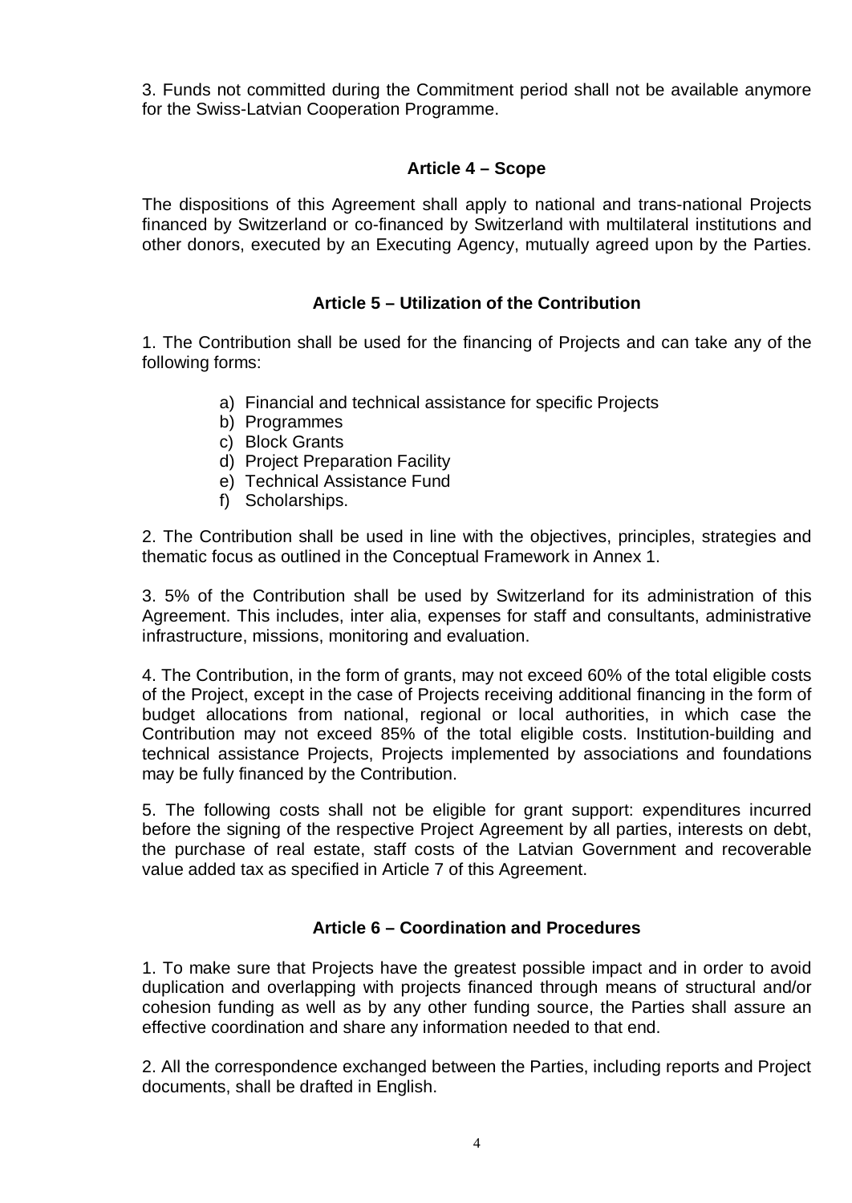3. Funds not committed during the Commitment period shall not be available anymore for the Swiss-Latvian Cooperation Programme.

### Article 4 – Scope

The dispositions of this Agreement shall apply to national and trans-national Projects financed by Switzerland or co-financed by Switzerland with multilateral institutions and other donors, executed by an Executing Agency, mutually agreed upon by the Parties.

### Article 5 – Utilization of the Contribution

1. The Contribution shall be used for the financing of Projects and can take any of the following forms:

a) Financial and technical assistance for specific Projects
b) Programmes
c) Block Grants
d) Project Preparation Facility
e) Technical Assistance Fund
f) Scholarships.

2. The Contribution shall be used in line with the objectives, principles, strategies and thematic focus as outlined in the Conceptual Framework in Annex 1.

3. 5% of the Contribution shall be used by Switzerland for its administration of this Agreement. This includes, inter alia, expenses for staff and consultants, administrative infrastructure, missions, monitoring and evaluation.

4. The Contribution, in the form of grants, may not exceed 60% of the total eligible costs of the Project, except in the case of Projects receiving additional financing in the form of budget allocations from national, regional or local authorities, in which case the Contribution may not exceed 85% of the total eligible costs. Institution-building and technical assistance Projects, Projects implemented by associations and foundations may be fully financed by the Contribution.

5. The following costs shall not be eligible for grant support: expenditures incurred before the signing of the respective Project Agreement by all parties, interests on debt, the purchase of real estate, staff costs of the Latvian Government and recoverable value added tax as specified in Article 7 of this Agreement.

### Article 6 – Coordination and Procedures

1. To make sure that Projects have the greatest possible impact and in order to avoid duplication and overlapping with projects financed through means of structural and/or cohesion funding as well as by any other funding source, the Parties shall assure an effective coordination and share any information needed to that end.

2. All the correspondence exchanged between the Parties, including reports and Project documents, shall be drafted in English.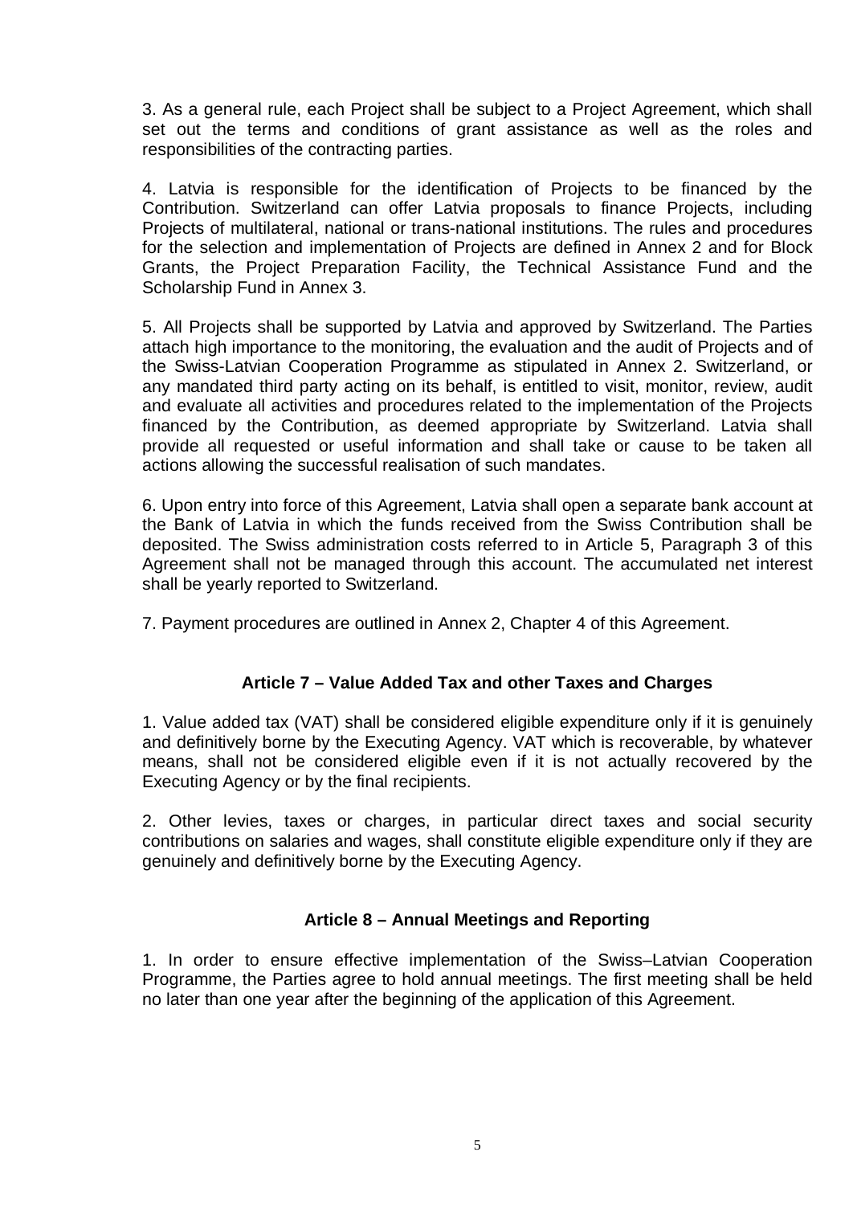3. As a general rule, each Project shall be subject to a Project Agreement, which shall set out the terms and conditions of grant assistance as well as the roles and responsibilities of the contracting parties.

4. Latvia is responsible for the identification of Projects to be financed by the Contribution. Switzerland can offer Latvia proposals to finance Projects, including Projects of multilateral, national or trans-national institutions. The rules and procedures for the selection and implementation of Projects are defined in Annex 2 and for Block Grants, the Project Preparation Facility, the Technical Assistance Fund and the Scholarship Fund in Annex 3.

5. All Projects shall be supported by Latvia and approved by Switzerland. The Parties attach high importance to the monitoring, the evaluation and the audit of Projects and of the Swiss-Latvian Cooperation Programme as stipulated in Annex 2. Switzerland, or any mandated third party acting on its behalf, is entitled to visit, monitor, review, audit and evaluate all activities and procedures related to the implementation of the Projects financed by the Contribution, as deemed appropriate by Switzerland. Latvia shall provide all requested or useful information and shall take or cause to be taken all actions allowing the successful realisation of such mandates.

6. Upon entry into force of this Agreement, Latvia shall open a separate bank account at the Bank of Latvia in which the funds received from the Swiss Contribution shall be deposited. The Swiss administration costs referred to in Article 5, Paragraph 3 of this Agreement shall not be managed through this account. The accumulated net interest shall be yearly reported to Switzerland.

7. Payment procedures are outlined in Annex 2, Chapter 4 of this Agreement.

### Article 7 – Value Added Tax and other Taxes and Charges

1. Value added tax (VAT) shall be considered eligible expenditure only if it is genuinely and definitively borne by the Executing Agency. VAT which is recoverable, by whatever means, shall not be considered eligible even if it is not actually recovered by the Executing Agency or by the final recipients.

2. Other levies, taxes or charges, in particular direct taxes and social security contributions on salaries and wages, shall constitute eligible expenditure only if they are genuinely and definitively borne by the Executing Agency.

### Article 8 – Annual Meetings and Reporting

1. In order to ensure effective implementation of the Swiss–Latvian Cooperation Programme, the Parties agree to hold annual meetings. The first meeting shall be held no later than one year after the beginning of the application of this Agreement.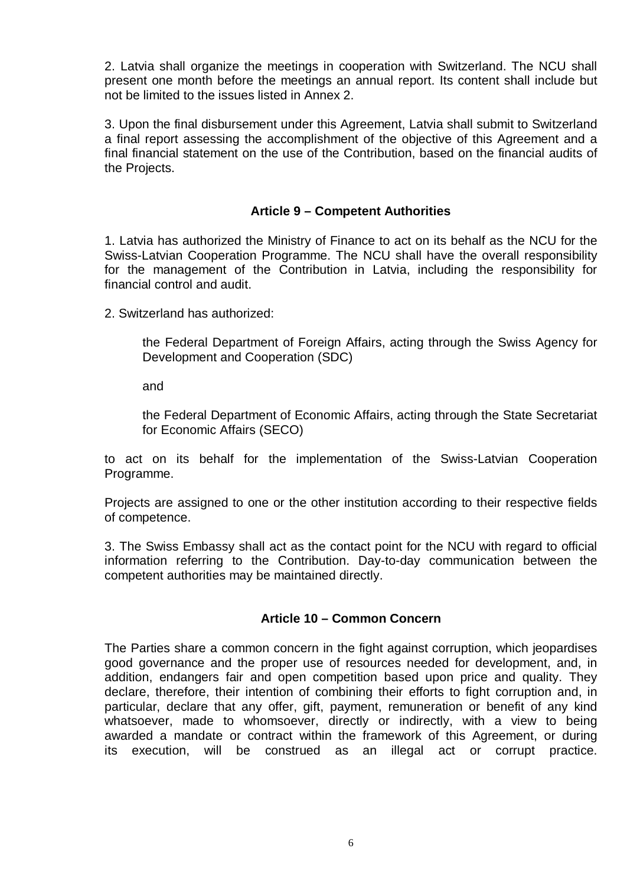2. Latvia shall organize the meetings in cooperation with Switzerland. The NCU shall present one month before the meetings an annual report. Its content shall include but not be limited to the issues listed in Annex 2.

3. Upon the final disbursement under this Agreement, Latvia shall submit to Switzerland a final report assessing the accomplishment of the objective of this Agreement and a final financial statement on the use of the Contribution, based on the financial audits of the Projects.

### Article 9 – Competent Authorities

1. Latvia has authorized the Ministry of Finance to act on its behalf as the NCU for the Swiss-Latvian Cooperation Programme. The NCU shall have the overall responsibility for the management of the Contribution in Latvia, including the responsibility for financial control and audit.

2. Switzerland has authorized:

> the Federal Department of Foreign Affairs, acting through the Swiss Agency for Development and Cooperation (SDC)
>
> and
>
> the Federal Department of Economic Affairs, acting through the State Secretariat for Economic Affairs (SECO)

to act on its behalf for the implementation of the Swiss-Latvian Cooperation Programme.

Projects are assigned to one or the other institution according to their respective fields of competence.

3. The Swiss Embassy shall act as the contact point for the NCU with regard to official information referring to the Contribution. Day-to-day communication between the competent authorities may be maintained directly.

### Article 10 – Common Concern

The Parties share a common concern in the fight against corruption, which jeopardises good governance and the proper use of resources needed for development, and, in addition, endangers fair and open competition based upon price and quality. They declare, therefore, their intention of combining their efforts to fight corruption and, in particular, declare that any offer, gift, payment, remuneration or benefit of any kind whatsoever, made to whomsoever, directly or indirectly, with a view to being awarded a mandate or contract within the framework of this Agreement, or during its execution, will be construed as an illegal act or corrupt practice.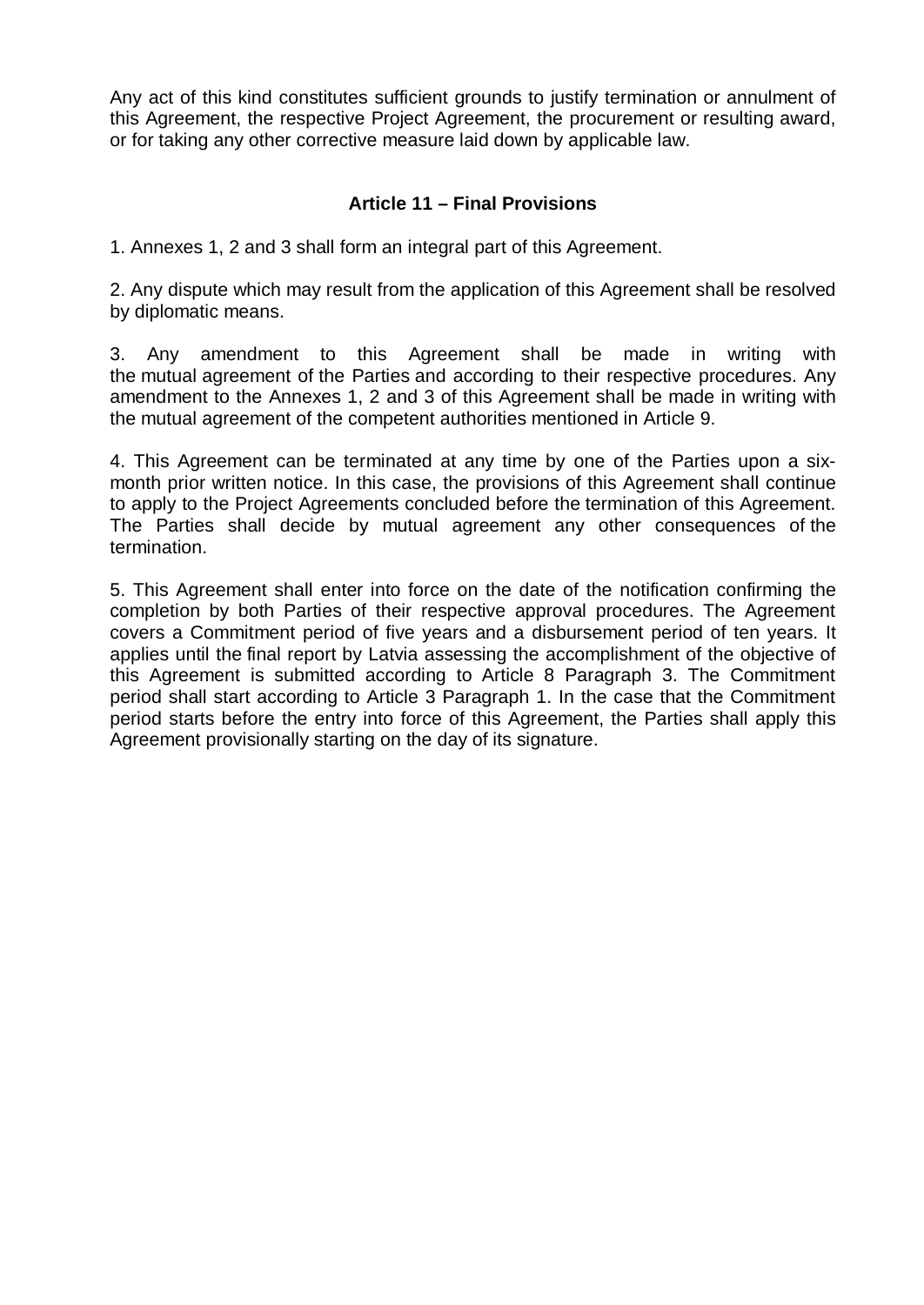Any act of this kind constitutes sufficient grounds to justify termination or annulment of this Agreement, the respective Project Agreement, the procurement or resulting award, or for taking any other corrective measure laid down by applicable law.

### Article 11 – Final Provisions

1. Annexes 1, 2 and 3 shall form an integral part of this Agreement.

2. Any dispute which may result from the application of this Agreement shall be resolved by diplomatic means.

3. Any amendment to this Agreement shall be made in writing with the mutual agreement of the Parties and according to their respective procedures. Any amendment to the Annexes 1, 2 and 3 of this Agreement shall be made in writing with the mutual agreement of the competent authorities mentioned in Article 9.

4. This Agreement can be terminated at any time by one of the Parties upon a six-month prior written notice. In this case, the provisions of this Agreement shall continue to apply to the Project Agreements concluded before the termination of this Agreement. The Parties shall decide by mutual agreement any other consequences of the termination.

5. This Agreement shall enter into force on the date of the notification confirming the completion by both Parties of their respective approval procedures. The Agreement covers a Commitment period of five years and a disbursement period of ten years. It applies until the final report by Latvia assessing the accomplishment of the objective of this Agreement is submitted according to Article 8 Paragraph 3. The Commitment period shall start according to Article 3 Paragraph 1. In the case that the Commitment period starts before the entry into force of this Agreement, the Parties shall apply this Agreement provisionally starting on the day of its signature.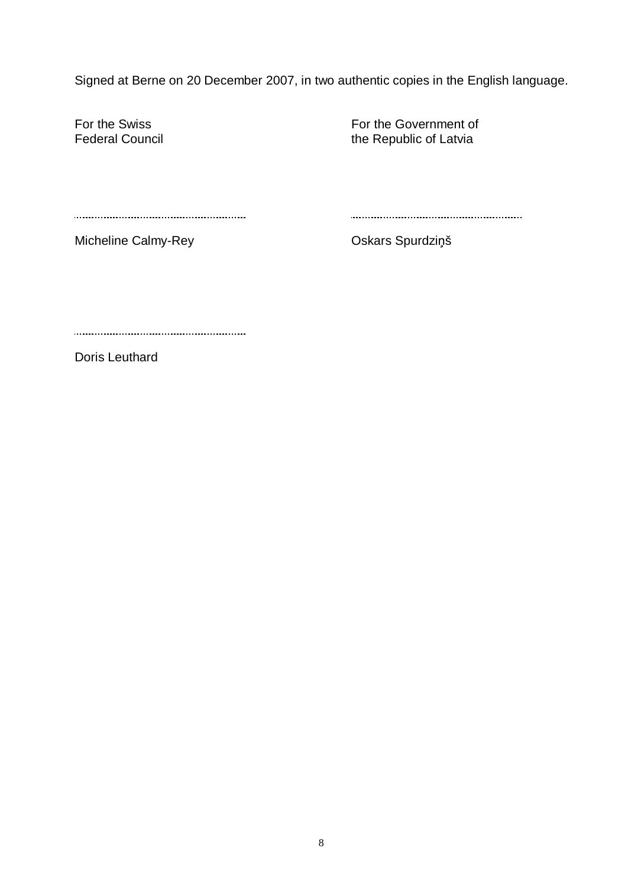Signed at Berne on 20 December 2007, in two authentic copies in the English language.

| | |
|---|---|
| For the Swiss Federal Council | For the Government of the Republic of Latvia |
| .................................................... | .................................................... |
| Micheline Calmy-Rey | Oskars Spurdziņš |
| .................................................... | |
| Doris Leuthard | |